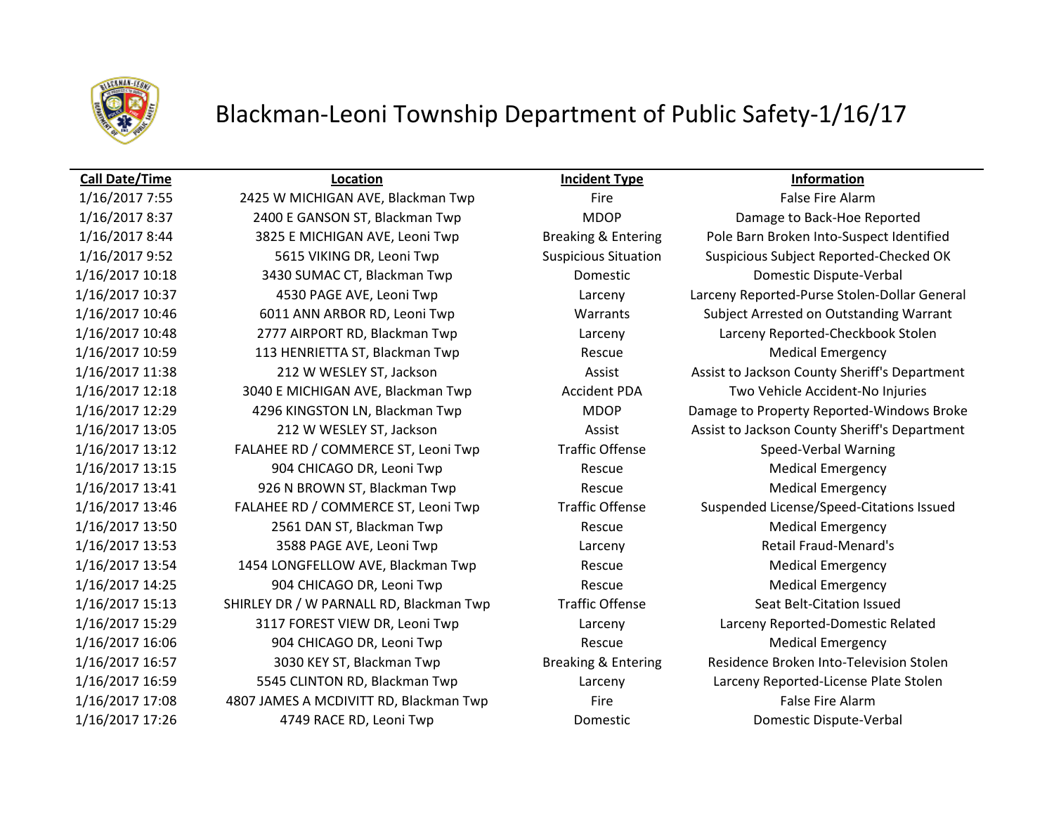# Blackman-Leoni Township Department of Public Safety-1/16/17

| Call Date/Time | Location | Incident Type | Information |
|---|---|---|---|
| 1/16/2017 7:55 | 2425 W MICHIGAN AVE, Blackman Twp | Fire | False Fire Alarm |
| 1/16/2017 8:37 | 2400 E GANSON ST, Blackman Twp | MDOP | Damage to Back-Hoe Reported |
| 1/16/2017 8:44 | 3825 E MICHIGAN AVE, Leoni Twp | Breaking & Entering | Pole Barn Broken Into-Suspect Identified |
| 1/16/2017 9:52 | 5615 VIKING DR, Leoni Twp | Suspicious Situation | Suspicious Subject Reported-Checked OK |
| 1/16/2017 10:18 | 3430 SUMAC CT, Blackman Twp | Domestic | Domestic Dispute-Verbal |
| 1/16/2017 10:37 | 4530 PAGE AVE, Leoni Twp | Larceny | Larceny Reported-Purse Stolen-Dollar General |
| 1/16/2017 10:46 | 6011 ANN ARBOR RD, Leoni Twp | Warrants | Subject Arrested on Outstanding Warrant |
| 1/16/2017 10:48 | 2777 AIRPORT RD, Blackman Twp | Larceny | Larceny Reported-Checkbook Stolen |
| 1/16/2017 10:59 | 113 HENRIETTA ST, Blackman Twp | Rescue | Medical Emergency |
| 1/16/2017 11:38 | 212 W WESLEY ST, Jackson | Assist | Assist to Jackson County Sheriff's Department |
| 1/16/2017 12:18 | 3040 E MICHIGAN AVE, Blackman Twp | Accident PDA | Two Vehicle Accident-No Injuries |
| 1/16/2017 12:29 | 4296 KINGSTON LN, Blackman Twp | MDOP | Damage to Property Reported-Windows Broke |
| 1/16/2017 13:05 | 212 W WESLEY ST, Jackson | Assist | Assist to Jackson County Sheriff's Department |
| 1/16/2017 13:12 | FALAHEE RD / COMMERCE ST, Leoni Twp | Traffic Offense | Speed-Verbal Warning |
| 1/16/2017 13:15 | 904 CHICAGO DR, Leoni Twp | Rescue | Medical Emergency |
| 1/16/2017 13:41 | 926 N BROWN ST, Blackman Twp | Rescue | Medical Emergency |
| 1/16/2017 13:46 | FALAHEE RD / COMMERCE ST, Leoni Twp | Traffic Offense | Suspended License/Speed-Citations Issued |
| 1/16/2017 13:50 | 2561 DAN ST, Blackman Twp | Rescue | Medical Emergency |
| 1/16/2017 13:53 | 3588 PAGE AVE, Leoni Twp | Larceny | Retail Fraud-Menard's |
| 1/16/2017 13:54 | 1454 LONGFELLOW AVE, Blackman Twp | Rescue | Medical Emergency |
| 1/16/2017 14:25 | 904 CHICAGO DR, Leoni Twp | Rescue | Medical Emergency |
| 1/16/2017 15:13 | SHIRLEY DR / W PARNALL RD, Blackman Twp | Traffic Offense | Seat Belt-Citation Issued |
| 1/16/2017 15:29 | 3117 FOREST VIEW DR, Leoni Twp | Larceny | Larceny Reported-Domestic Related |
| 1/16/2017 16:06 | 904 CHICAGO DR, Leoni Twp | Rescue | Medical Emergency |
| 1/16/2017 16:57 | 3030 KEY ST, Blackman Twp | Breaking & Entering | Residence Broken Into-Television Stolen |
| 1/16/2017 16:59 | 5545 CLINTON RD, Blackman Twp | Larceny | Larceny Reported-License Plate Stolen |
| 1/16/2017 17:08 | 4807 JAMES A MCDIVITT RD, Blackman Twp | Fire | False Fire Alarm |
| 1/16/2017 17:26 | 4749 RACE RD, Leoni Twp | Domestic | Domestic Dispute-Verbal |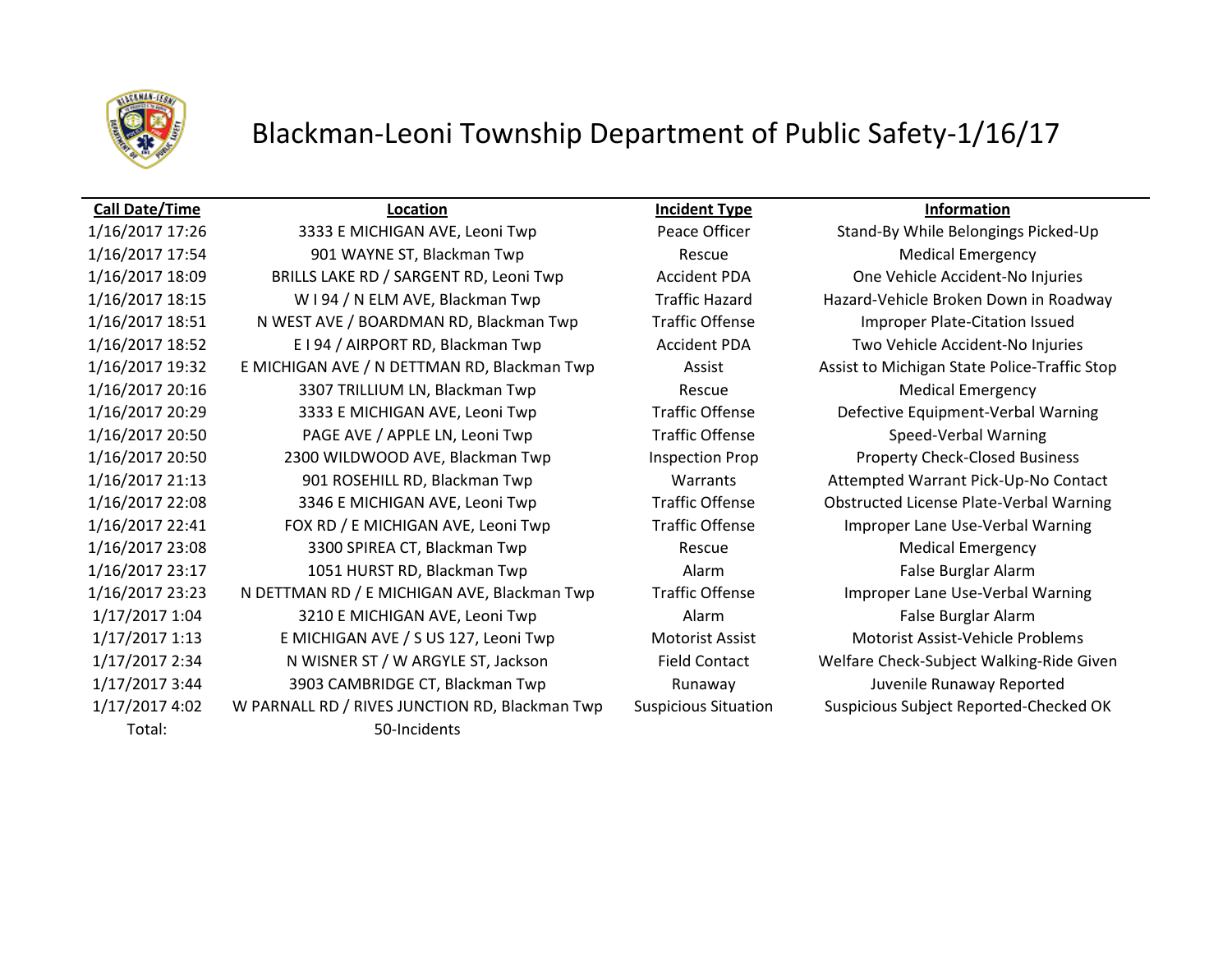# Blackman-Leoni Township Department of Public Safety-1/16/17

| Call Date/Time | Location | Incident Type | Information |
|---|---|---|---|
| 1/16/2017 17:26 | 3333 E MICHIGAN AVE, Leoni Twp | Peace Officer | Stand-By While Belongings Picked-Up |
| 1/16/2017 17:54 | 901 WAYNE ST, Blackman Twp | Rescue | Medical Emergency |
| 1/16/2017 18:09 | BRILLS LAKE RD / SARGENT RD, Leoni Twp | Accident PDA | One Vehicle Accident-No Injuries |
| 1/16/2017 18:15 | W I 94 / N ELM AVE, Blackman Twp | Traffic Hazard | Hazard-Vehicle Broken Down in Roadway |
| 1/16/2017 18:51 | N WEST AVE / BOARDMAN RD, Blackman Twp | Traffic Offense | Improper Plate-Citation Issued |
| 1/16/2017 18:52 | E I 94 / AIRPORT RD, Blackman Twp | Accident PDA | Two Vehicle Accident-No Injuries |
| 1/16/2017 19:32 | E MICHIGAN AVE / N DETTMAN RD, Blackman Twp | Assist | Assist to Michigan State Police-Traffic Stop |
| 1/16/2017 20:16 | 3307 TRILLIUM LN, Blackman Twp | Rescue | Medical Emergency |
| 1/16/2017 20:29 | 3333 E MICHIGAN AVE, Leoni Twp | Traffic Offense | Defective Equipment-Verbal Warning |
| 1/16/2017 20:50 | PAGE AVE / APPLE LN, Leoni Twp | Traffic Offense | Speed-Verbal Warning |
| 1/16/2017 20:50 | 2300 WILDWOOD AVE, Blackman Twp | Inspection Prop | Property Check-Closed Business |
| 1/16/2017 21:13 | 901 ROSEHILL RD, Blackman Twp | Warrants | Attempted Warrant Pick-Up-No Contact |
| 1/16/2017 22:08 | 3346 E MICHIGAN AVE, Leoni Twp | Traffic Offense | Obstructed License Plate-Verbal Warning |
| 1/16/2017 22:41 | FOX RD / E MICHIGAN AVE, Leoni Twp | Traffic Offense | Improper Lane Use-Verbal Warning |
| 1/16/2017 23:08 | 3300 SPIREA CT, Blackman Twp | Rescue | Medical Emergency |
| 1/16/2017 23:17 | 1051 HURST RD, Blackman Twp | Alarm | False Burglar Alarm |
| 1/16/2017 23:23 | N DETTMAN RD / E MICHIGAN AVE, Blackman Twp | Traffic Offense | Improper Lane Use-Verbal Warning |
| 1/17/2017 1:04 | 3210 E MICHIGAN AVE, Leoni Twp | Alarm | False Burglar Alarm |
| 1/17/2017 1:13 | E MICHIGAN AVE / S US 127, Leoni Twp | Motorist Assist | Motorist Assist-Vehicle Problems |
| 1/17/2017 2:34 | N WISNER ST / W ARGYLE ST, Jackson | Field Contact | Welfare Check-Subject Walking-Ride Given |
| 1/17/2017 3:44 | 3903 CAMBRIDGE CT, Blackman Twp | Runaway | Juvenile Runaway Reported |
| 1/17/2017 4:02 | W PARNALL RD / RIVES JUNCTION RD, Blackman Twp | Suspicious Situation | Suspicious Subject Reported-Checked OK |
| Total: | 50-Incidents | | |